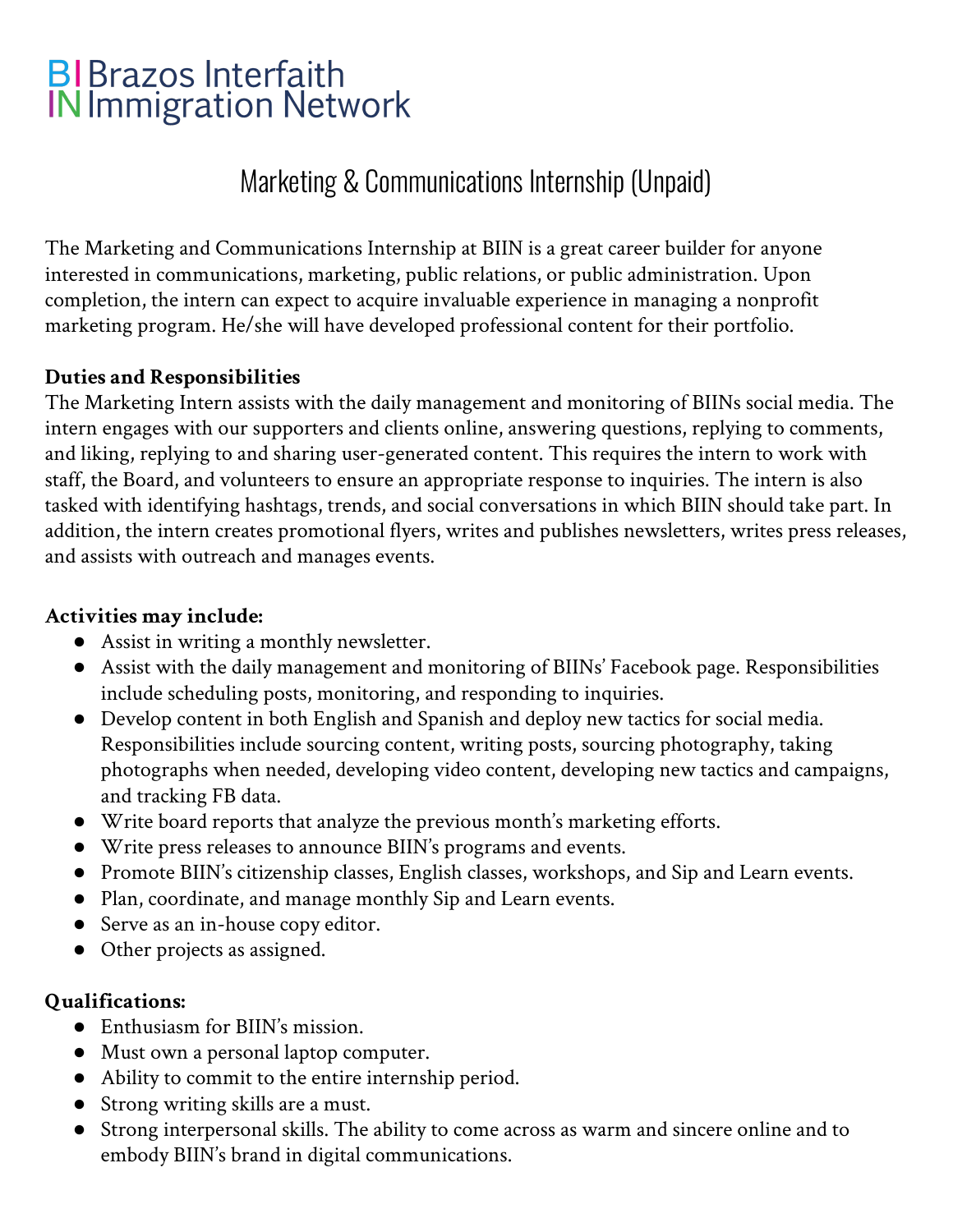Brazos Interfaith Immigration Network

# Marketing & Communications Internship (Unpaid)

The Marketing and Communications Internship at BIIN is a great career builder for anyone interested in communications, marketing, public relations, or public administration. Upon completion, the intern can expect to acquire invaluable experience in managing a nonprofit marketing program. He/she will have developed professional content for their portfolio.

**Duties and Responsibilities**

The Marketing Intern assists with the daily management and monitoring of BIINs social media. The intern engages with our supporters and clients online, answering questions, replying to comments, and liking, replying to and sharing user-generated content. This requires the intern to work with staff, the Board, and volunteers to ensure an appropriate response to inquiries. The intern is also tasked with identifying hashtags, trends, and social conversations in which BIIN should take part. In addition, the intern creates promotional flyers, writes and publishes newsletters, writes press releases, and assists with outreach and manages events.

**Activities may include:**

- Assist in writing a monthly newsletter.
- Assist with the daily management and monitoring of BIINs' Facebook page. Responsibilities include scheduling posts, monitoring, and responding to inquiries.
- Develop content in both English and Spanish and deploy new tactics for social media. Responsibilities include sourcing content, writing posts, sourcing photography, taking photographs when needed, developing video content, developing new tactics and campaigns, and tracking FB data.
- Write board reports that analyze the previous month's marketing efforts.
- Write press releases to announce BIIN's programs and events.
- Promote BIIN's citizenship classes, English classes, workshops, and Sip and Learn events.
- Plan, coordinate, and manage monthly Sip and Learn events.
- Serve as an in-house copy editor.
- Other projects as assigned.

**Qualifications:**

- Enthusiasm for BIIN's mission.
- Must own a personal laptop computer.
- Ability to commit to the entire internship period.
- Strong writing skills are a must.
- Strong interpersonal skills. The ability to come across as warm and sincere online and to embody BIIN's brand in digital communications.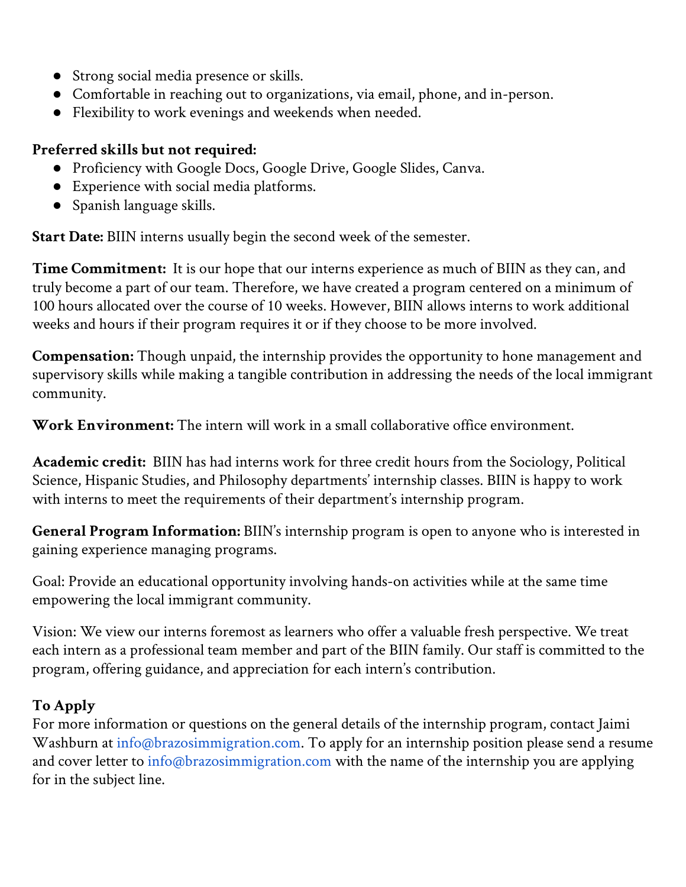- Strong social media presence or skills.
- Comfortable in reaching out to organizations, via email, phone, and in-person.
- Flexibility to work evenings and weekends when needed.

**Preferred skills but not required:**

- Proficiency with Google Docs, Google Drive, Google Slides, Canva.
- Experience with social media platforms.
- Spanish language skills.

**Start Date:** BIIN interns usually begin the second week of the semester.

**Time Commitment:** It is our hope that our interns experience as much of BIIN as they can, and truly become a part of our team. Therefore, we have created a program centered on a minimum of 100 hours allocated over the course of 10 weeks. However, BIIN allows interns to work additional weeks and hours if their program requires it or if they choose to be more involved.

**Compensation:** Though unpaid, the internship provides the opportunity to hone management and supervisory skills while making a tangible contribution in addressing the needs of the local immigrant community.

**Work Environment:** The intern will work in a small collaborative office environment.

**Academic credit:** BIIN has had interns work for three credit hours from the Sociology, Political Science, Hispanic Studies, and Philosophy departments' internship classes. BIIN is happy to work with interns to meet the requirements of their department's internship program.

**General Program Information:** BIIN's internship program is open to anyone who is interested in gaining experience managing programs.

Goal: Provide an educational opportunity involving hands-on activities while at the same time empowering the local immigrant community.

Vision: We view our interns foremost as learners who offer a valuable fresh perspective. We treat each intern as a professional team member and part of the BIIN family. Our staff is committed to the program, offering guidance, and appreciation for each intern's contribution.

**To Apply**

For more information or questions on the general details of the internship program, contact Jaimi Washburn at info@brazosimmigration.com. To apply for an internship position please send a resume and cover letter to info@brazosimmigration.com with the name of the internship you are applying for in the subject line.